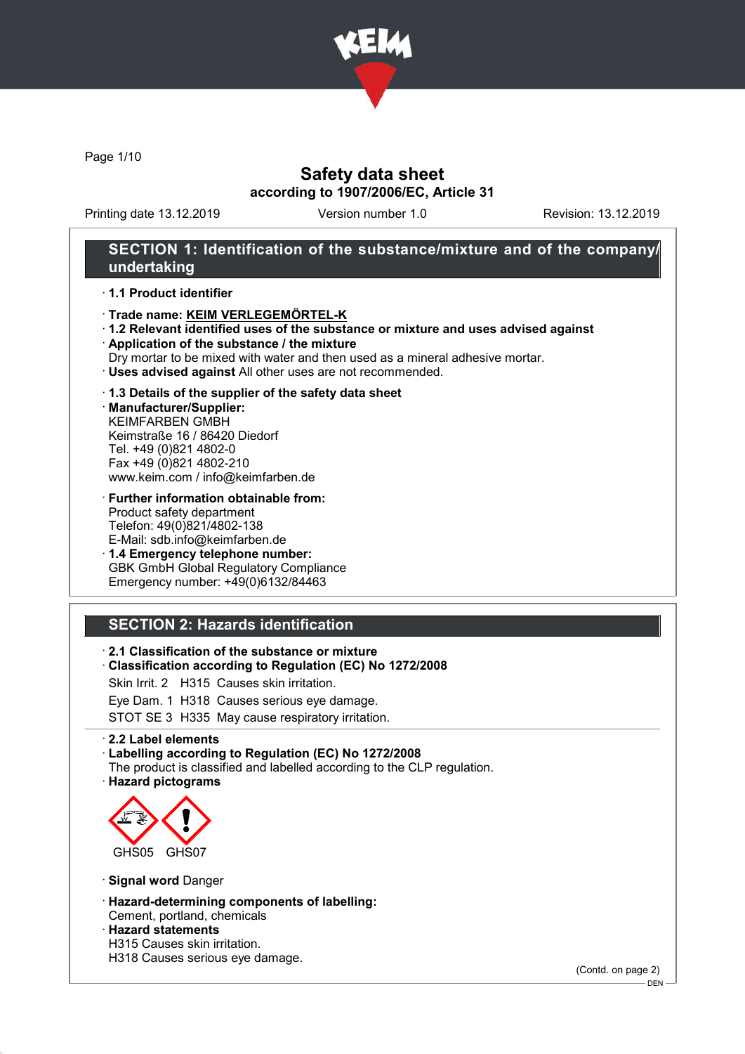# Safety data sheet

**according to 1907/2006/EC, Article 31**

Printing date 13.12.2019 | Version number 1.0 | Revision: 13.12.2019

## SECTION 1: Identification of the substance/mixture and of the company/undertaking

· **1.1 Product identifier**

· **Trade name: KEIM VERLEGEMÖRTEL-K**

· **1.2 Relevant identified uses of the substance or mixture and uses advised against**

· **Application of the substance / the mixture**
Dry mortar to be mixed with water and then used as a mineral adhesive mortar.

· **Uses advised against** All other uses are not recommended.

· **1.3 Details of the supplier of the safety data sheet**

· **Manufacturer/Supplier:**
KEIMFARBEN GMBH
Keimstraße 16 / 86420 Diedorf
Tel. +49 (0)821 4802-0
Fax +49 (0)821 4802-210
www.keim.com / info@keimfarben.de

· **Further information obtainable from:**
Product safety department
Telefon: 49(0)821/4802-138
E-Mail: sdb.info@keimfarben.de

· **1.4 Emergency telephone number:**
GBK GmbH Global Regulatory Compliance
Emergency number: +49(0)6132/84463

## SECTION 2: Hazards identification

· **2.1 Classification of the substance or mixture**

· **Classification according to Regulation (EC) No 1272/2008**

Skin Irrit. 2 H315 Causes skin irritation.

Eye Dam. 1 H318 Causes serious eye damage.

STOT SE 3 H335 May cause respiratory irritation.

· **2.2 Label elements**

· **Labelling according to Regulation (EC) No 1272/2008**
The product is classified and labelled according to the CLP regulation.

· **Hazard pictograms**

GHS05 GHS07

· **Signal word** Danger

· **Hazard-determining components of labelling:**
Cement, portland, chemicals

· **Hazard statements**
H315 Causes skin irritation.
H318 Causes serious eye damage.

(Contd. on page 2)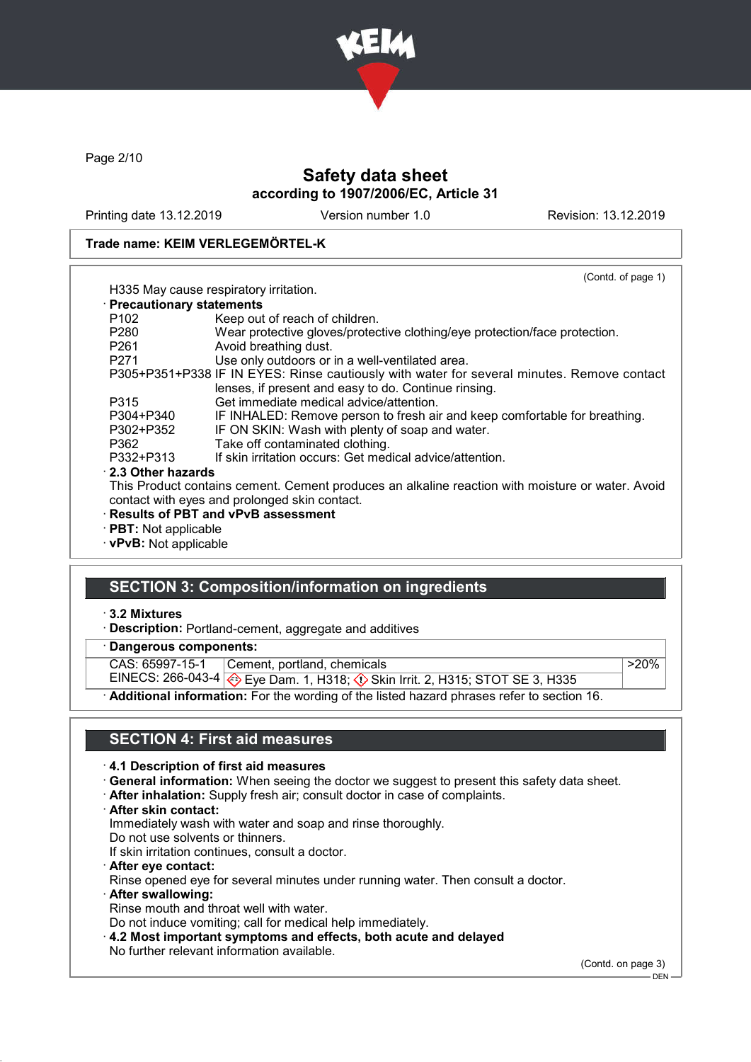Page 2/10

# Safety data sheet

**according to 1907/2006/EC, Article 31**

Printing date 13.12.2019 | Version number 1.0 | Revision: 13.12.2019

**Trade name: KEIM VERLEGEMÖRTEL-K**

(Contd. of page 1)

H335 May cause respiratory irritation.

· **Precautionary statements**

| | |
|---|---|
| P102 | Keep out of reach of children. |
| P280 | Wear protective gloves/protective clothing/eye protection/face protection. |
| P261 | Avoid breathing dust. |
| P271 | Use only outdoors or in a well-ventilated area. |
| P305+P351+P338 | IF IN EYES: Rinse cautiously with water for several minutes. Remove contact lenses, if present and easy to do. Continue rinsing. |
| P315 | Get immediate medical advice/attention. |
| P304+P340 | IF INHALED: Remove person to fresh air and keep comfortable for breathing. |
| P302+P352 | IF ON SKIN: Wash with plenty of soap and water. |
| P362 | Take off contaminated clothing. |
| P332+P313 | If skin irritation occurs: Get medical advice/attention. |

· **2.3 Other hazards**

This Product contains cement. Cement produces an alkaline reaction with moisture or water. Avoid contact with eyes and prolonged skin contact.

· **Results of PBT and vPvB assessment**

· **PBT:** Not applicable

· **vPvB:** Not applicable

## SECTION 3: Composition/information on ingredients

· **3.2 Mixtures**

· **Description:** Portland-cement, aggregate and additives

· **Dangerous components:**

| | | |
|---|---|---|
| CAS: 65997-15-1<br>EINECS: 266-043-4 | Cement, portland, chemicals<br>Eye Dam. 1, H318; Skin Irrit. 2, H315; STOT SE 3, H335 | >20% |

· **Additional information:** For the wording of the listed hazard phrases refer to section 16.

## SECTION 4: First aid measures

· **4.1 Description of first aid measures**

· **General information:** When seeing the doctor we suggest to present this safety data sheet.

· **After inhalation:** Supply fresh air; consult doctor in case of complaints.

· **After skin contact:**

Immediately wash with water and soap and rinse thoroughly.
Do not use solvents or thinners.
If skin irritation continues, consult a doctor.

· **After eye contact:**

Rinse opened eye for several minutes under running water. Then consult a doctor.

· **After swallowing:**

Rinse mouth and throat well with water.
Do not induce vomiting; call for medical help immediately.

· **4.2 Most important symptoms and effects, both acute and delayed**

No further relevant information available.

(Contd. on page 3)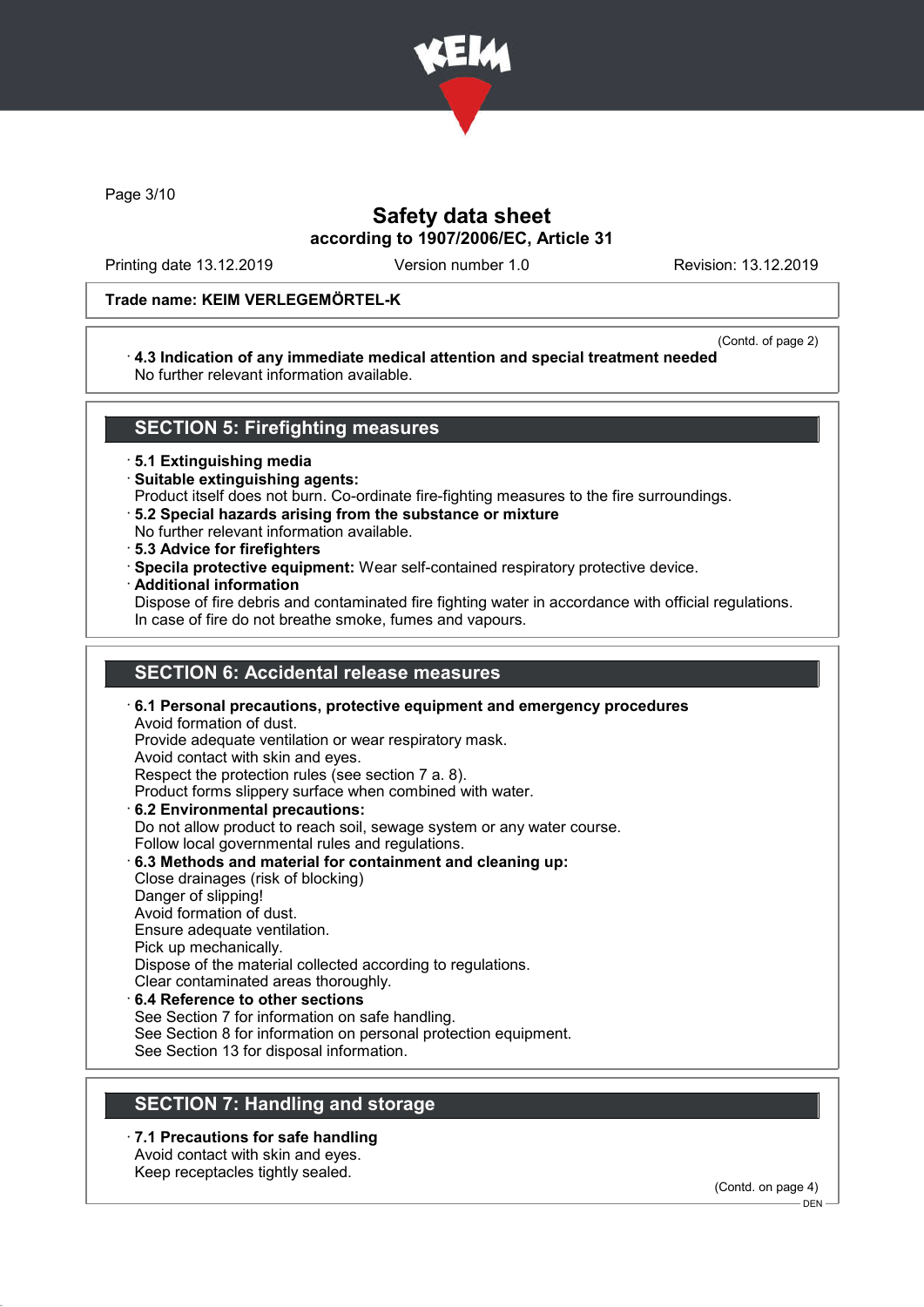Trade name: KEIM VERLEGEMÖRTEL-K

(Contd. of page 2)

· **4.3 Indication of any immediate medical attention and special treatment needed**
No further relevant information available.

## SECTION 5: Firefighting measures

· **5.1 Extinguishing media**
· **Suitable extinguishing agents:**
Product itself does not burn. Co-ordinate fire-fighting measures to the fire surroundings.
· **5.2 Special hazards arising from the substance or mixture**
No further relevant information available.
· **5.3 Advice for firefighters**
· **Specila protective equipment:** Wear self-contained respiratory protective device.
· **Additional information**
Dispose of fire debris and contaminated fire fighting water in accordance with official regulations.
In case of fire do not breathe smoke, fumes and vapours.

## SECTION 6: Accidental release measures

· **6.1 Personal precautions, protective equipment and emergency procedures**
Avoid formation of dust.
Provide adequate ventilation or wear respiratory mask.
Avoid contact with skin and eyes.
Respect the protection rules (see section 7 a. 8).
Product forms slippery surface when combined with water.
· **6.2 Environmental precautions:**
Do not allow product to reach soil, sewage system or any water course.
Follow local governmental rules and regulations.
· **6.3 Methods and material for containment and cleaning up:**
Close drainages (risk of blocking)
Danger of slipping!
Avoid formation of dust.
Ensure adequate ventilation.
Pick up mechanically.
Dispose of the material collected according to regulations.
Clear contaminated areas thoroughly.
· **6.4 Reference to other sections**
See Section 7 for information on safe handling.
See Section 8 for information on personal protection equipment.
See Section 13 for disposal information.

## SECTION 7: Handling and storage

· **7.1 Precautions for safe handling**
Avoid contact with skin and eyes.
Keep receptacles tightly sealed.

(Contd. on page 4)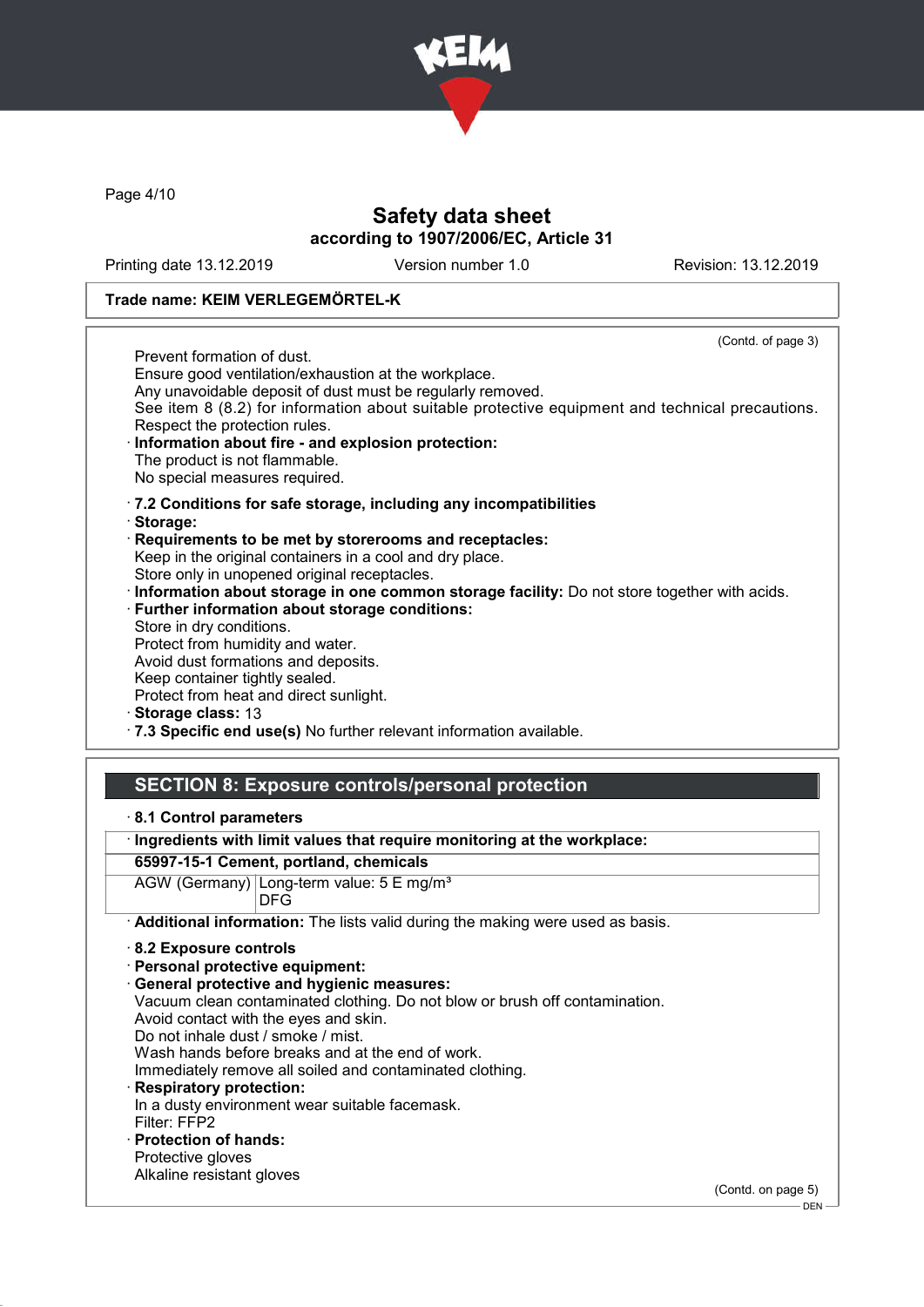# Safety data sheet
## according to 1907/2006/EC, Article 31

Printing date 13.12.2019 Version number 1.0 Revision: 13.12.2019

**Trade name: KEIM VERLEGEMÖRTEL-K**

(Contd. of page 3)

Prevent formation of dust.
Ensure good ventilation/exhaustion at the workplace.
Any unavoidable deposit of dust must be regularly removed.
See item 8 (8.2) for information about suitable protective equipment and technical precautions.
Respect the protection rules.

· **Information about fire - and explosion protection:**
The product is not flammable.
No special measures required.

· **7.2 Conditions for safe storage, including any incompatibilities**
· **Storage:**
· **Requirements to be met by storerooms and receptacles:**
Keep in the original containers in a cool and dry place.
Store only in unopened original receptacles.
· **Information about storage in one common storage facility:** Do not store together with acids.
· **Further information about storage conditions:**
Store in dry conditions.
Protect from humidity and water.
Avoid dust formations and deposits.
Keep container tightly sealed.
Protect from heat and direct sunlight.
· **Storage class:** 13
· **7.3 Specific end use(s)** No further relevant information available.

## SECTION 8: Exposure controls/personal protection

· **8.1 Control parameters**

| · **Ingredients with limit values that require monitoring at the workplace:** | |
|---|---|
| **65997-15-1 Cement, portland, chemicals** | |
| AGW (Germany) | Long-term value: 5 E mg/m³<br>DFG |

· **Additional information:** The lists valid during the making were used as basis.

· **8.2 Exposure controls**
· **Personal protective equipment:**
· **General protective and hygienic measures:**
Vacuum clean contaminated clothing. Do not blow or brush off contamination.
Avoid contact with the eyes and skin.
Do not inhale dust / smoke / mist.
Wash hands before breaks and at the end of work.
Immediately remove all soiled and contaminated clothing.
· **Respiratory protection:**
In a dusty environment wear suitable facemask.
Filter: FFP2
· **Protection of hands:**
Protective gloves
Alkaline resistant gloves

(Contd. on page 5)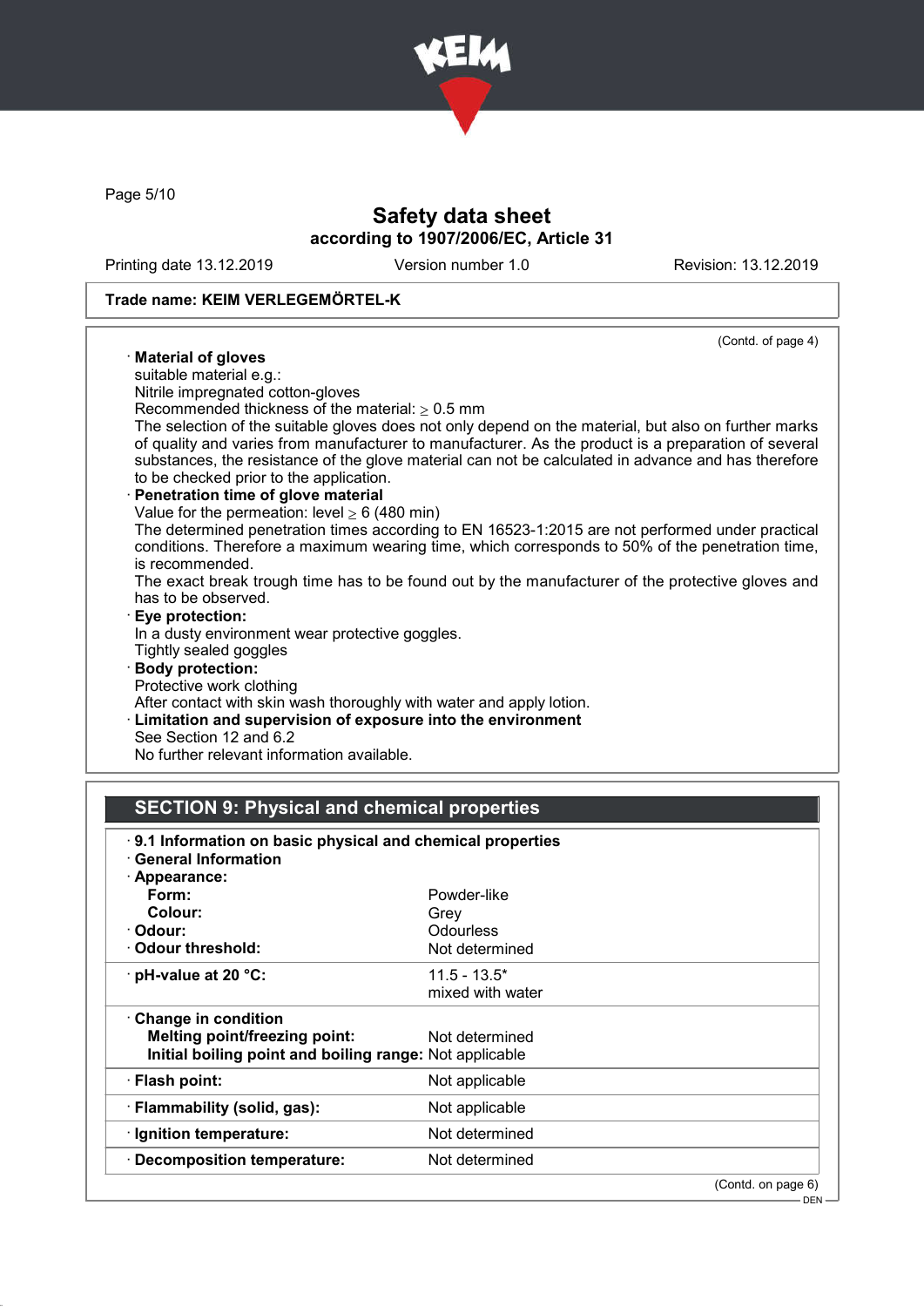**Trade name: KEIM VERLEGEMÖRTEL-K**

(Contd. of page 4)

· **Material of gloves**
suitable material e.g.:
Nitrile impregnated cotton-gloves
Recommended thickness of the material: ≥ 0.5 mm
The selection of the suitable gloves does not only depend on the material, but also on further marks of quality and varies from manufacturer to manufacturer. As the product is a preparation of several substances, the resistance of the glove material can not be calculated in advance and has therefore to be checked prior to the application.

· **Penetration time of glove material**
Value for the permeation: level ≥ 6 (480 min)
The determined penetration times according to EN 16523-1:2015 are not performed under practical conditions. Therefore a maximum wearing time, which corresponds to 50% of the penetration time, is recommended.
The exact break trough time has to be found out by the manufacturer of the protective gloves and has to be observed.

· **Eye protection:**
In a dusty environment wear protective goggles.
Tightly sealed goggles

· **Body protection:**
Protective work clothing
After contact with skin wash thoroughly with water and apply lotion.

· **Limitation and supervision of exposure into the environment**
See Section 12 and 6.2
No further relevant information available.

## SECTION 9: Physical and chemical properties

· **9.1 Information on basic physical and chemical properties**
· **General Information**

| · **Appearance:** | |
|---|---|
| **Form:** | Powder-like |
| **Colour:** | Grey |
| · **Odour:** | Odourless |
| · **Odour threshold:** | Not determined |
| · **pH-value at 20 °C:** | 11.5 - 13.5* mixed with water |
| · **Change in condition** | |
| **Melting point/freezing point:** | Not determined |
| **Initial boiling point and boiling range:** | Not applicable |
| · **Flash point:** | Not applicable |
| · **Flammability (solid, gas):** | Not applicable |
| · **Ignition temperature:** | Not determined |
| · **Decomposition temperature:** | Not determined |

(Contd. on page 6)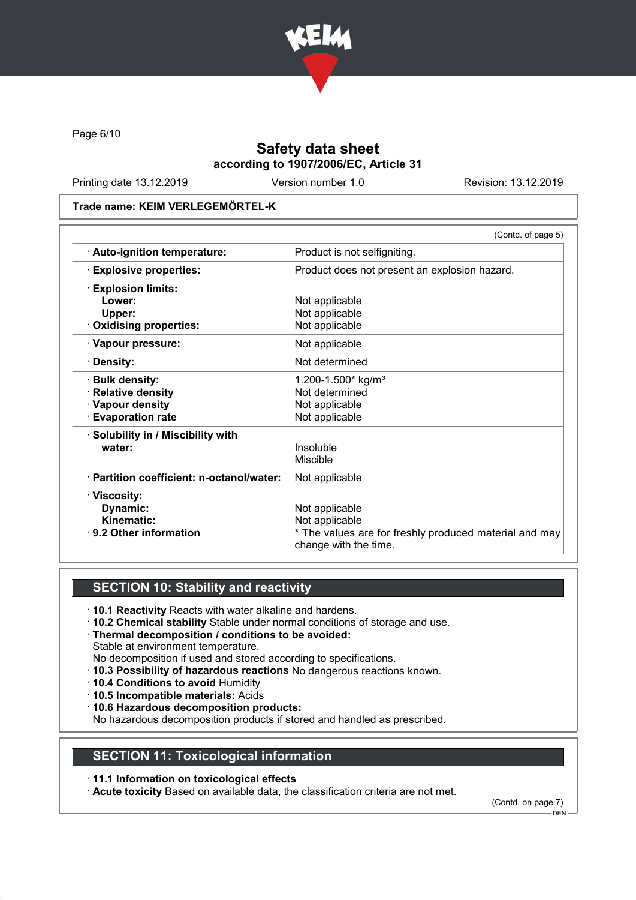# Safety data sheet

**according to 1907/2006/EC, Article 31**

Printing date 13.12.2019 | Version number 1.0 | Revision: 13.12.2019

**Trade name: KEIM VERLEGEMÖRTEL-K**

(Contd. of page 5)

| | |
|---|---|
| · **Auto-ignition temperature:** | Product is not selfigniting. |
| · **Explosive properties:** | Product does not present an explosion hazard. |
| · **Explosion limits:** | |
| **Lower:** | Not applicable |
| **Upper:** | Not applicable |
| · **Oxidising properties:** | Not applicable |
| · **Vapour pressure:** | Not applicable |
| · **Density:** | Not determined |
| · **Bulk density:** | 1.200-1.500* kg/m³ |
| · **Relative density** | Not determined |
| · **Vapour density** | Not applicable |
| · **Evaporation rate** | Not applicable |
| · **Solubility in / Miscibility with** | |
| **water:** | Insoluble |
| | Miscible |
| · **Partition coefficient: n-octanol/water:** | Not applicable |
| · **Viscosity:** | |
| **Dynamic:** | Not applicable |
| **Kinematic:** | Not applicable |
| · **9.2 Other information** | * The values are for freshly produced material and may change with the time. |

## SECTION 10: Stability and reactivity

- · **10.1 Reactivity** Reacts with water alkaline and hardens.
- · **10.2 Chemical stability** Stable under normal conditions of storage and use.
- · **Thermal decomposition / conditions to be avoided:**
  Stable at environment temperature.
  No decomposition if used and stored according to specifications.
- · **10.3 Possibility of hazardous reactions** No dangerous reactions known.
- · **10.4 Conditions to avoid** Humidity
- · **10.5 Incompatible materials:** Acids
- · **10.6 Hazardous decomposition products:**
  No hazardous decomposition products if stored and handled as prescribed.

## SECTION 11: Toxicological information

- · **11.1 Information on toxicological effects**
- · **Acute toxicity** Based on available data, the classification criteria are not met.

(Contd. on page 7)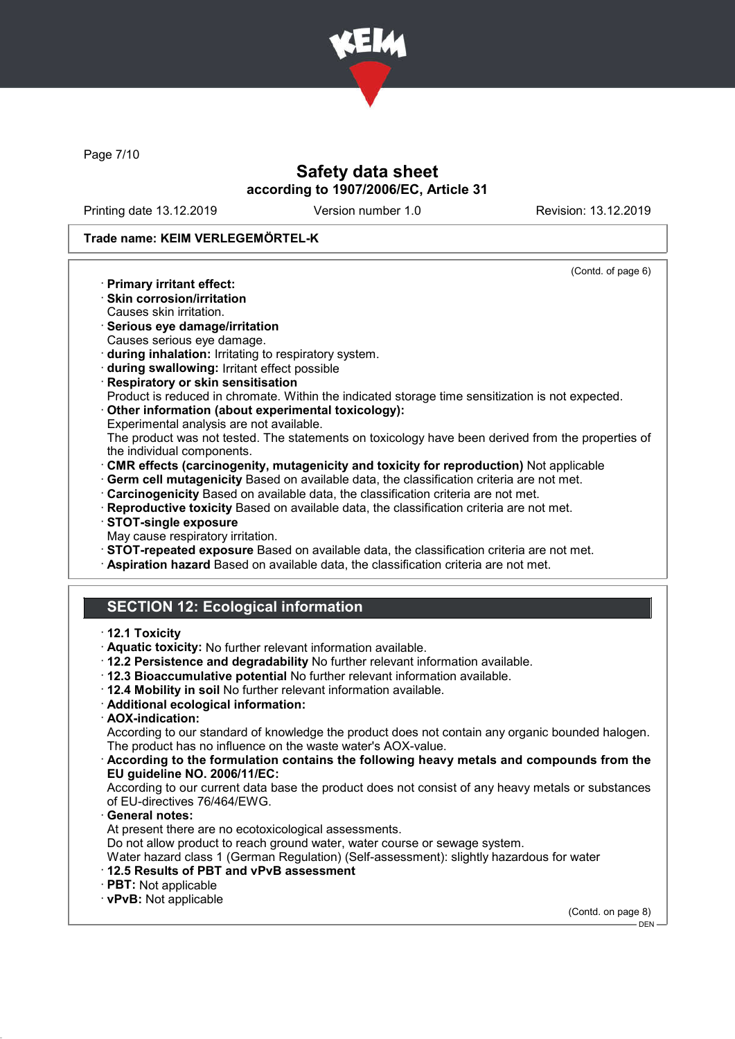**Trade name: KEIM VERLEGEMÖRTEL-K**

(Contd. of page 6)

- **Primary irritant effect:**
- **Skin corrosion/irritation**
  Causes skin irritation.
- **Serious eye damage/irritation**
  Causes serious eye damage.
- **during inhalation:** Irritating to respiratory system.
- **during swallowing:** Irritant effect possible
- **Respiratory or skin sensitisation**
  Product is reduced in chromate. Within the indicated storage time sensitization is not expected.
- **Other information (about experimental toxicology):**
  Experimental analysis are not available.
  The product was not tested. The statements on toxicology have been derived from the properties of the individual components.
- **CMR effects (carcinogenity, mutagenicity and toxicity for reproduction)** Not applicable
- **Germ cell mutagenicity** Based on available data, the classification criteria are not met.
- **Carcinogenicity** Based on available data, the classification criteria are not met.
- **Reproductive toxicity** Based on available data, the classification criteria are not met.
- **STOT-single exposure**
  May cause respiratory irritation.
- **STOT-repeated exposure** Based on available data, the classification criteria are not met.
- **Aspiration hazard** Based on available data, the classification criteria are not met.

## SECTION 12: Ecological information

- **12.1 Toxicity**
- **Aquatic toxicity:** No further relevant information available.
- **12.2 Persistence and degradability** No further relevant information available.
- **12.3 Bioaccumulative potential** No further relevant information available.
- **12.4 Mobility in soil** No further relevant information available.
- **Additional ecological information:**
- **AOX-indication:**
  According to our standard of knowledge the product does not contain any organic bounded halogen. The product has no influence on the waste water's AOX-value.
- **According to the formulation contains the following heavy metals and compounds from the EU guideline NO. 2006/11/EC:**
  According to our current data base the product does not consist of any heavy metals or substances of EU-directives 76/464/EWG.
- **General notes:**
  At present there are no ecotoxicological assessments.
  Do not allow product to reach ground water, water course or sewage system.
  Water hazard class 1 (German Regulation) (Self-assessment): slightly hazardous for water
- **12.5 Results of PBT and vPvB assessment**
- **PBT:** Not applicable
- **vPvB:** Not applicable

(Contd. on page 8)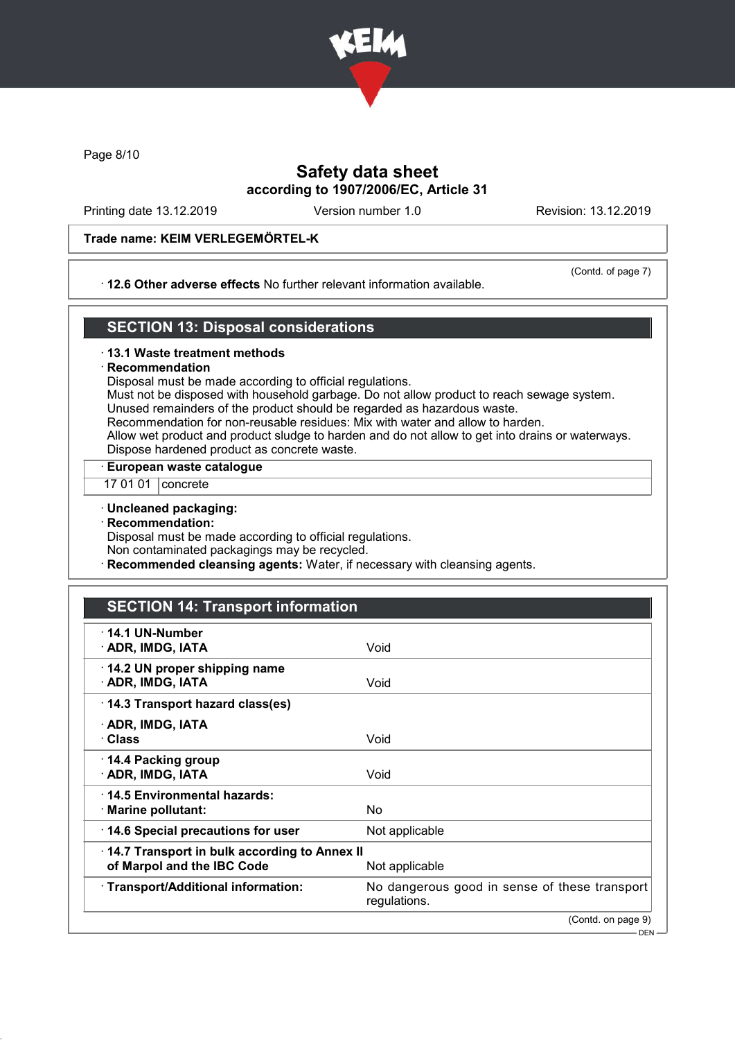Trade name: KEIM VERLEGEMÖRTEL-K

(Contd. of page 7)

· **12.6 Other adverse effects** No further relevant information available.

## SECTION 13: Disposal considerations

· **13.1 Waste treatment methods**

· **Recommendation**

Disposal must be made according to official regulations.
Must not be disposed with household garbage. Do not allow product to reach sewage system.
Unused remainders of the product should be regarded as hazardous waste.
Recommendation for non-reusable residues: Mix with water and allow to harden.
Allow wet product and product sludge to harden and do not allow to get into drains or waterways.
Dispose hardened product as concrete waste.

| · **European waste catalogue** | |
|---|---|
| 17 01 01 | concrete |

· **Uncleaned packaging:**

· **Recommendation:**

Disposal must be made according to official regulations.
Non contaminated packagings may be recycled.

· **Recommended cleansing agents:** Water, if necessary with cleansing agents.

## SECTION 14: Transport information

| | |
|---|---|
| · **14.1 UN-Number**<br>· **ADR, IMDG, IATA** | Void |
| · **14.2 UN proper shipping name**<br>· **ADR, IMDG, IATA** | Void |
| · **14.3 Transport hazard class(es)**<br>· **ADR, IMDG, IATA**<br>· **Class** | Void |
| · **14.4 Packing group**<br>· **ADR, IMDG, IATA** | Void |
| · **14.5 Environmental hazards:**<br>· **Marine pollutant:** | No |
| · **14.6 Special precautions for user** | Not applicable |
| · **14.7 Transport in bulk according to Annex II of Marpol and the IBC Code** | Not applicable |
| · **Transport/Additional information:** | No dangerous good in sense of these transport regulations. |

(Contd. on page 9)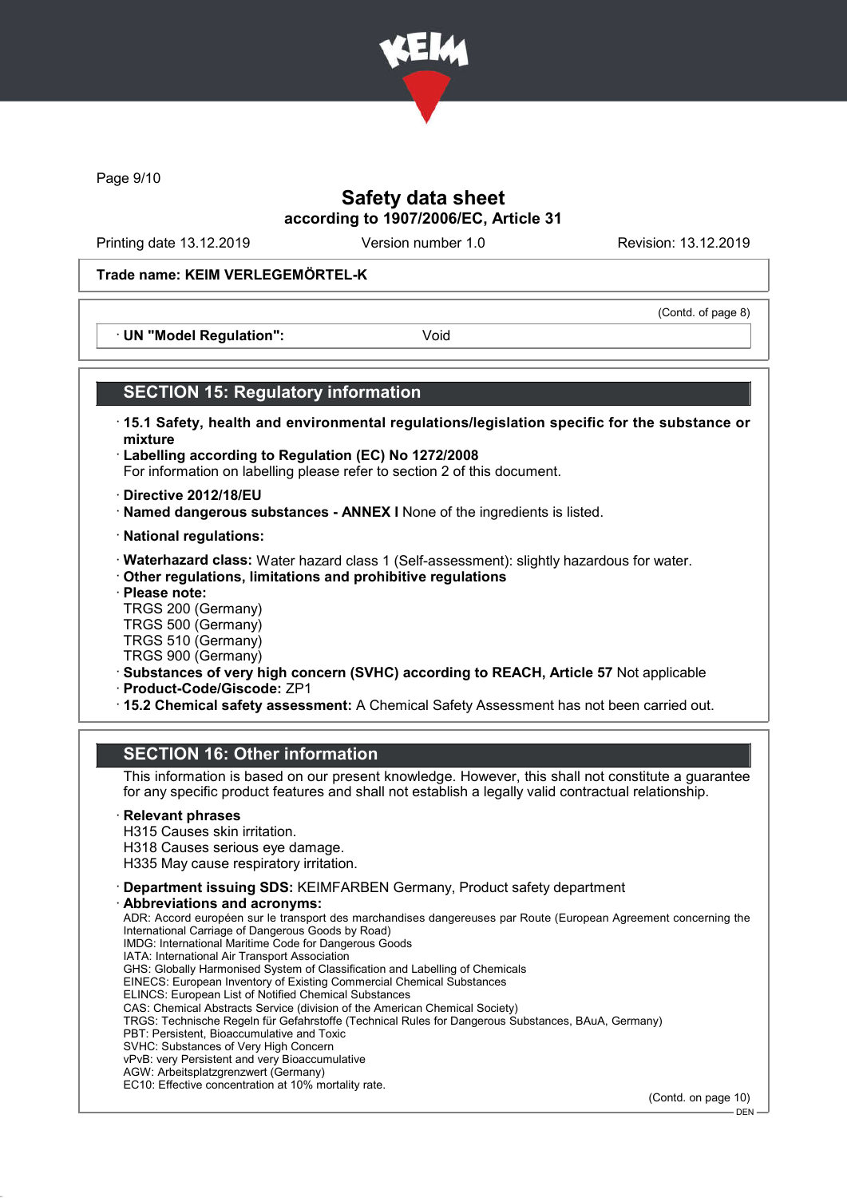# Safety data sheet

**according to 1907/2006/EC, Article 31**

Printing date 13.12.2019 | Version number 1.0 | Revision: 13.12.2019

**Trade name: KEIM VERLEGEMÖRTEL-K**

(Contd. of page 8)

· **UN "Model Regulation":** Void

## SECTION 15: Regulatory information

· **15.1 Safety, health and environmental regulations/legislation specific for the substance or mixture**

· **Labelling according to Regulation (EC) No 1272/2008**
For information on labelling please refer to section 2 of this document.

· **Directive 2012/18/EU**

· **Named dangerous substances - ANNEX I** None of the ingredients is listed.

· **National regulations:**

· **Waterhazard class:** Water hazard class 1 (Self-assessment): slightly hazardous for water.

· **Other regulations, limitations and prohibitive regulations**

· **Please note:**
TRGS 200 (Germany)
TRGS 500 (Germany)
TRGS 510 (Germany)
TRGS 900 (Germany)

· **Substances of very high concern (SVHC) according to REACH, Article 57** Not applicable

· **Product-Code/Giscode:** ZP1

· **15.2 Chemical safety assessment:** A Chemical Safety Assessment has not been carried out.

## SECTION 16: Other information

This information is based on our present knowledge. However, this shall not constitute a guarantee for any specific product features and shall not establish a legally valid contractual relationship.

· **Relevant phrases**
H315 Causes skin irritation.
H318 Causes serious eye damage.
H335 May cause respiratory irritation.

· **Department issuing SDS:** KEIMFARBEN Germany, Product safety department

· **Abbreviations and acronyms:**
ADR: Accord européen sur le transport des marchandises dangereuses par Route (European Agreement concerning the International Carriage of Dangerous Goods by Road)
IMDG: International Maritime Code for Dangerous Goods
IATA: International Air Transport Association
GHS: Globally Harmonised System of Classification and Labelling of Chemicals
EINECS: European Inventory of Existing Commercial Chemical Substances
ELINCS: European List of Notified Chemical Substances
CAS: Chemical Abstracts Service (division of the American Chemical Society)
TRGS: Technische Regeln für Gefahrstoffe (Technical Rules for Dangerous Substances, BAuA, Germany)
PBT: Persistent, Bioaccumulative and Toxic
SVHC: Substances of Very High Concern
vPvB: very Persistent and very Bioaccumulative
AGW: Arbeitsplatzgrenzwert (Germany)
EC10: Effective concentration at 10% mortality rate.

(Contd. on page 10)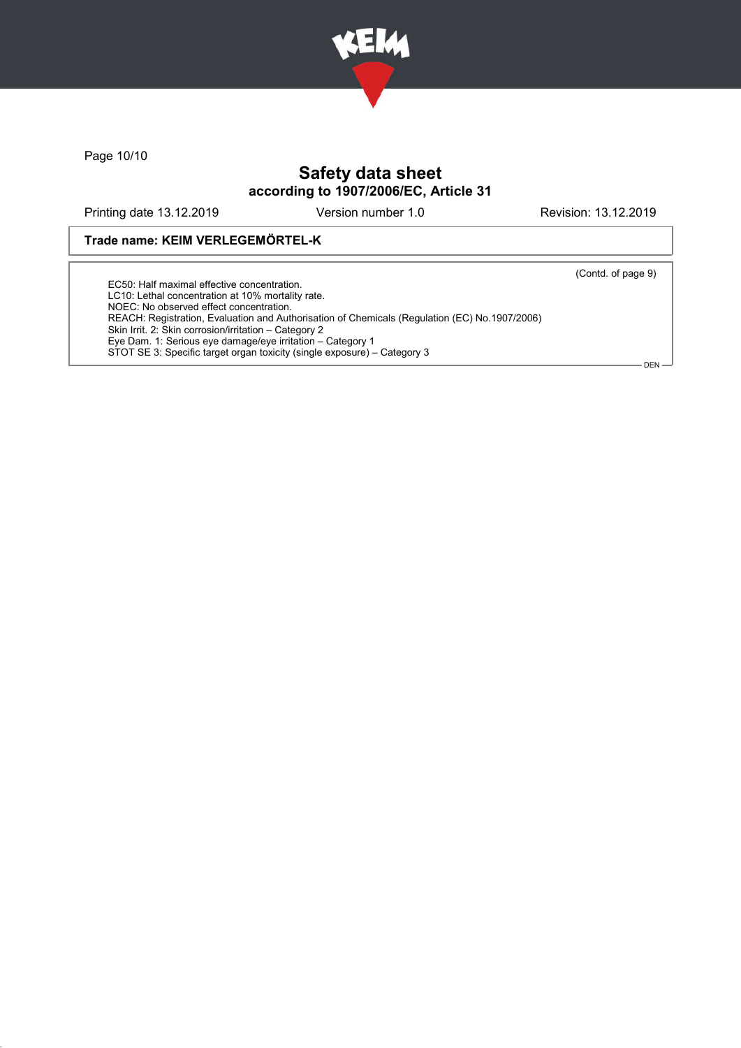**Trade name: KEIM VERLEGEMÖRTEL-K**

(Contd. of page 9)

EC50: Half maximal effective concentration.
LC10: Lethal concentration at 10% mortality rate.
NOEC: No observed effect concentration.
REACH: Registration, Evaluation and Authorisation of Chemicals (Regulation (EC) No.1907/2006)
Skin Irrit. 2: Skin corrosion/irritation – Category 2
Eye Dam. 1: Serious eye damage/eye irritation – Category 1
STOT SE 3: Specific target organ toxicity (single exposure) – Category 3